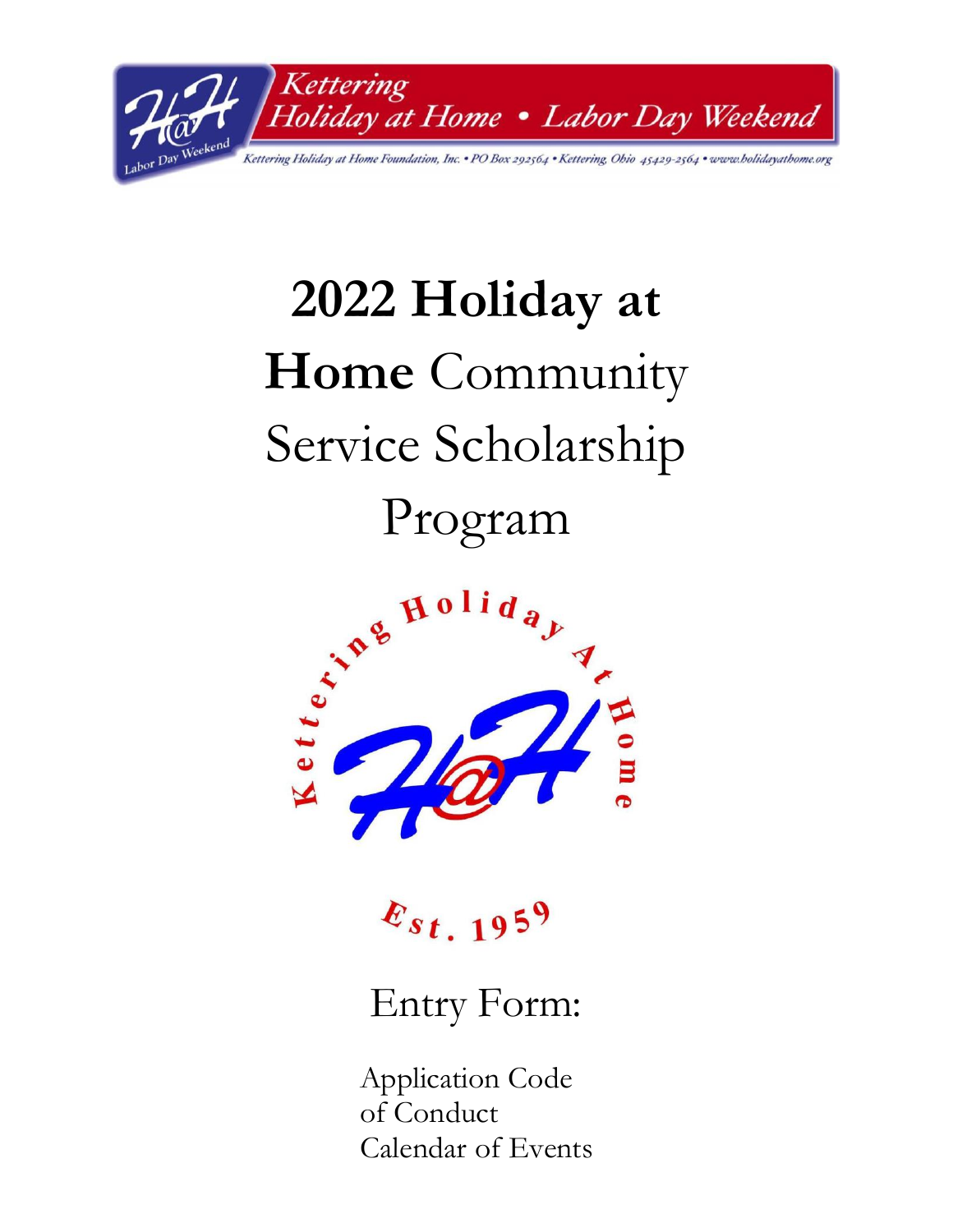Kettering
Holiday at Home • Labor Day Weekend

Kettering Holiday at Home Foundation, Inc. • PO Box 292564 • Kettering, Ohio 45429-2564 • www.holidayathome.org

# 2022 Holiday at Home Community Service Scholarship Program

Kettering Holiday At Home

Est. 1959

## Entry Form:

Application Code of Conduct Calendar of Events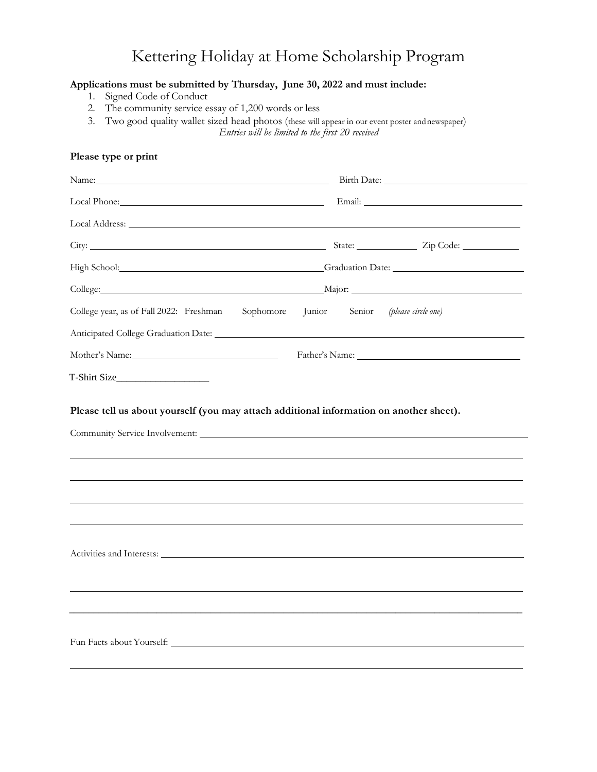# Kettering Holiday at Home Scholarship Program

**Applications must be submitted by Thursday, June 30, 2022 and must include:**

1. Signed Code of Conduct
2. The community service essay of 1,200 words or less
3. Two good quality wallet sized head photos (these will appear in our event poster and newspaper)

*Entries will be limited to the first 20 received*

**Please type or print**

Name: ______________________________ Birth Date: ______________________

Local Phone: ______________________________ Email: ______________________

Local Address: ____________________________________________________________

City: ______________________________ State: __________ Zip Code: __________

High School: ______________________________ Graduation Date: ______________________

College: ______________________________ Major: ______________________

College year, as of Fall 2022: Freshman Sophomore Junior Senior *(please circle one)*

Anticipated College Graduation Date: ______________________________________________

Mother's Name: ______________________ Father's Name: ______________________

T-Shirt Size__________________

**Please tell us about yourself (you may attach additional information on another sheet).**

Community Service Involvement: ____________________________________________

_________________________________________________________________________

_________________________________________________________________________

_________________________________________________________________________

_________________________________________________________________________

Activities and Interests: ____________________________________________________

_________________________________________________________________________

_________________________________________________________________________

Fun Facts about Yourself: ___________________________________________________

_________________________________________________________________________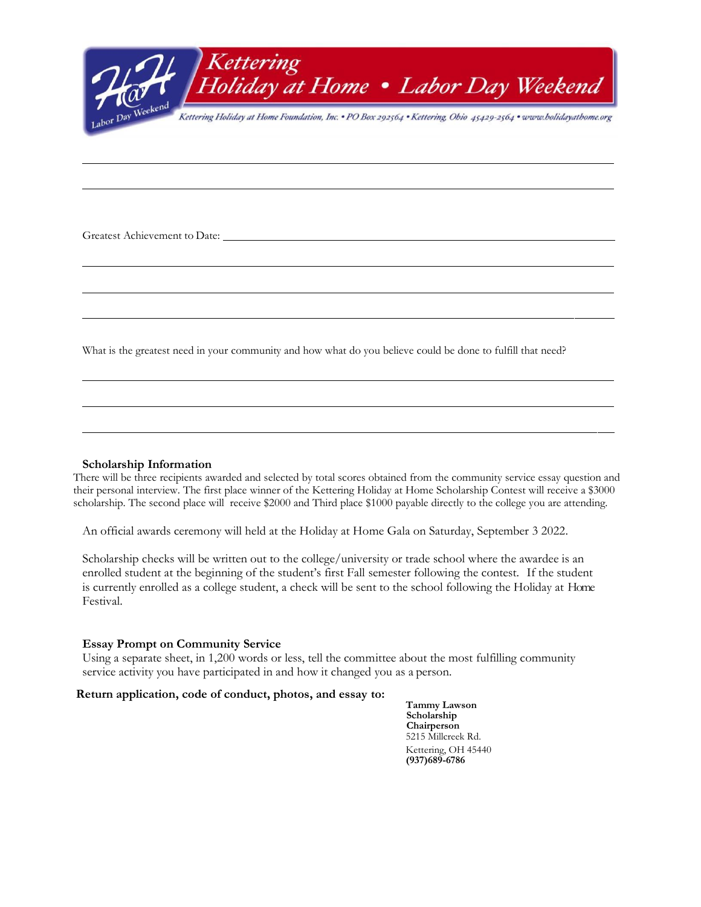Kettering Holiday at Home • Labor Day Weekend

Kettering Holiday at Home Foundation, Inc. • PO Box 292564 • Kettering, Ohio 45429-2564 • www.holidayathome.org

Greatest Achievement to Date: \_\_\_\_\_\_\_\_\_\_\_\_\_\_\_\_\_\_\_\_\_\_\_\_\_\_\_\_\_\_\_\_\_\_\_\_\_\_\_\_\_\_\_\_\_\_\_\_\_\_\_\_\_\_

What is the greatest need in your community and how what do you believe could be done to fulfill that need?

**Scholarship Information**

There will be three recipients awarded and selected by total scores obtained from the community service essay question and their personal interview. The first place winner of the Kettering Holiday at Home Scholarship Contest will receive a $3000 scholarship. The second place will receive $2000 and Third place $1000 payable directly to the college you are attending.

An official awards ceremony will held at the Holiday at Home Gala on Saturday, September 3 2022.

Scholarship checks will be written out to the college/university or trade school where the awardee is an enrolled student at the beginning of the student's first Fall semester following the contest. If the student is currently enrolled as a college student, a check will be sent to the school following the Holiday at Home Festival.

**Essay Prompt on Community Service**

Using a separate sheet, in 1,200 words or less, tell the committee about the most fulfilling community service activity you have participated in and how it changed you as a person.

**Return application, code of conduct, photos, and essay to:**

**Tammy Lawson**
**Scholarship Chairperson**
5215 Millcreek Rd.
Kettering, OH 45440
**(937)689-6786**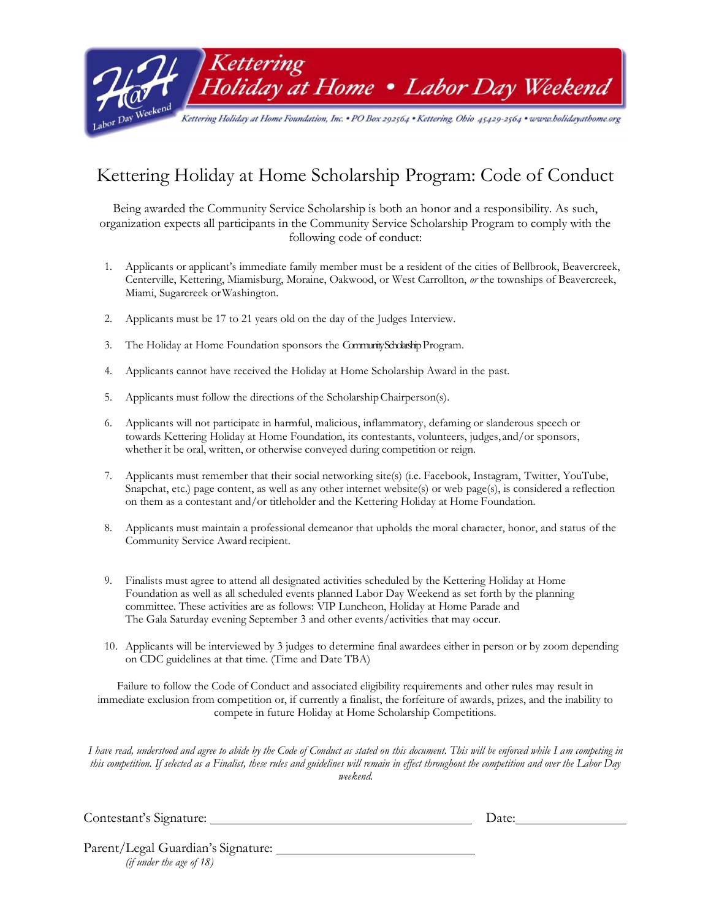Kettering Holiday at Home • Labor Day Weekend

*Kettering Holiday at Home Foundation, Inc. • PO Box 292564 • Kettering, Ohio 45429-2564 • www.holidayathome.org*

# Kettering Holiday at Home Scholarship Program: Code of Conduct

Being awarded the Community Service Scholarship is both an honor and a responsibility. As such, organization expects all participants in the Community Service Scholarship Program to comply with the following code of conduct:

1. Applicants or applicant's immediate family member must be a resident of the cities of Bellbrook, Beavercreek, Centerville, Kettering, Miamisburg, Moraine, Oakwood, or West Carrollton, *or* the townships of Beavercreek, Miami, Sugarcreek or Washington.
2. Applicants must be 17 to 21 years old on the day of the Judges Interview.
3. The Holiday at Home Foundation sponsors the Community Scholarship Program.
4. Applicants cannot have received the Holiday at Home Scholarship Award in the past.
5. Applicants must follow the directions of the Scholarship Chairperson(s).
6. Applicants will not participate in harmful, malicious, inflammatory, defaming or slanderous speech or towards Kettering Holiday at Home Foundation, its contestants, volunteers, judges, and/or sponsors, whether it be oral, written, or otherwise conveyed during competition or reign.
7. Applicants must remember that their social networking site(s) (i.e. Facebook, Instagram, Twitter, YouTube, Snapchat, etc.) page content, as well as any other internet website(s) or web page(s), is considered a reflection on them as a contestant and/or titleholder and the Kettering Holiday at Home Foundation.
8. Applicants must maintain a professional demeanor that upholds the moral character, honor, and status of the Community Service Award recipient.
9. Finalists must agree to attend all designated activities scheduled by the Kettering Holiday at Home Foundation as well as all scheduled events planned Labor Day Weekend as set forth by the planning committee. These activities are as follows: VIP Luncheon, Holiday at Home Parade and The Gala Saturday evening September 3 and other events/activities that may occur.
10. Applicants will be interviewed by 3 judges to determine final awardees either in person or by zoom depending on CDC guidelines at that time. (Time and Date TBA)

Failure to follow the Code of Conduct and associated eligibility requirements and other rules may result in immediate exclusion from competition or, if currently a finalist, the forfeiture of awards, prizes, and the inability to compete in future Holiday at Home Scholarship Competitions.

*I have read, understood and agree to abide by the Code of Conduct as stated on this document. This will be enforced while I am competing in this competition. If selected as a Finalist, these rules and guidelines will remain in effect throughout the competition and over the Labor Day weekend.*

Contestant's Signature: ______________________________ Date: ______________

Parent/Legal Guardian's Signature: ______________________________
*(if under the age of 18)*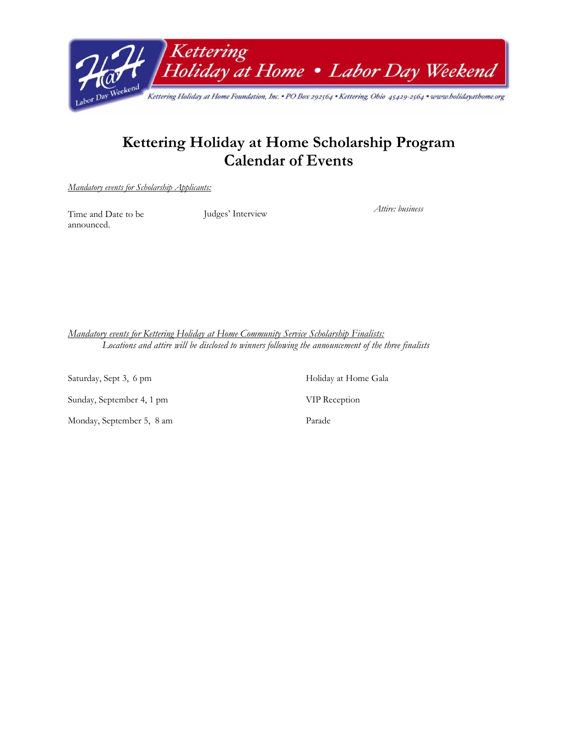Kettering Holiday at Home • Labor Day Weekend

Kettering Holiday at Home Foundation, Inc. • PO Box 292564 • Kettering, Ohio 45429-2564 • www.holidayathome.org

# Kettering Holiday at Home Scholarship Program
# Calendar of Events

*Mandatory events for Scholarship Applicants:*

| | | |
|---|---|---|
| Time and Date to be announced. | Judges' Interview | *Attire: business* |

*Mandatory events for Kettering Holiday at Home Community Service Scholarship Finalists:*
*Locations and attire will be disclosed to winners following the announcement of the three finalists*

| | |
|---|---|
| Saturday, Sept 3, 6 pm | Holiday at Home Gala |
| Sunday, September 4, 1 pm | VIP Reception |
| Monday, September 5, 8 am | Parade |